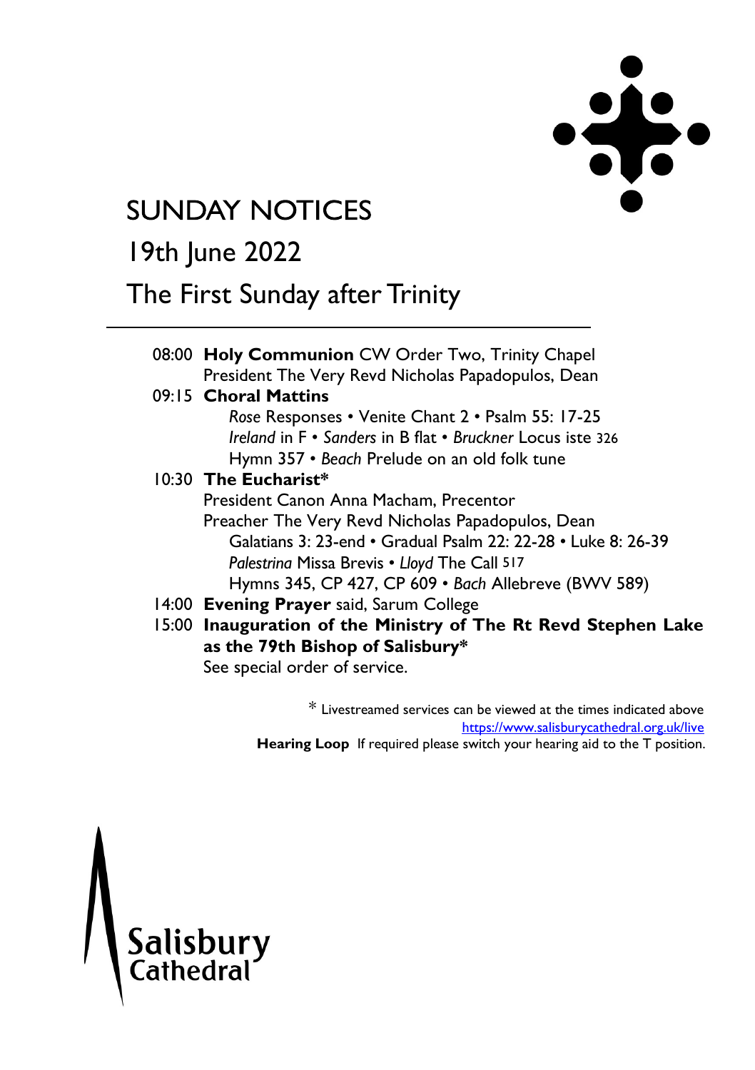# SUNDAY NOTICES

## 19th June 2022

## The First Sunday after Trinity

---

08:00 **Holy Communion** CW Order Two, Trinity Chapel
President The Very Revd Nicholas Papadopulos, Dean

09:15 **Choral Mattins**
*Rose* Responses • Venite Chant 2 • Psalm 55: 17-25
*Ireland* in F • *Sanders* in B flat • *Bruckner* Locus iste 326
Hymn 357 • *Beach* Prelude on an old folk tune

10:30 **The Eucharist***
President Canon Anna Macham, Precentor
Preacher The Very Revd Nicholas Papadopulos, Dean
Galatians 3: 23-end • Gradual Psalm 22: 22-28 • Luke 8: 26-39
*Palestrina* Missa Brevis • *Lloyd* The Call 517
Hymns 345, CP 427, CP 609 • *Bach* Allebreve (BWV 589)

14:00 **Evening Prayer** said, Sarum College

15:00 **Inauguration of the Ministry of The Rt Revd Stephen Lake as the 79th Bishop of Salisbury***
See special order of service.

\* Livestreamed services can be viewed at the times indicated above
https://www.salisburycathedral.org.uk/live

**Hearing Loop** If required please switch your hearing aid to the T position.

Salisbury Cathedral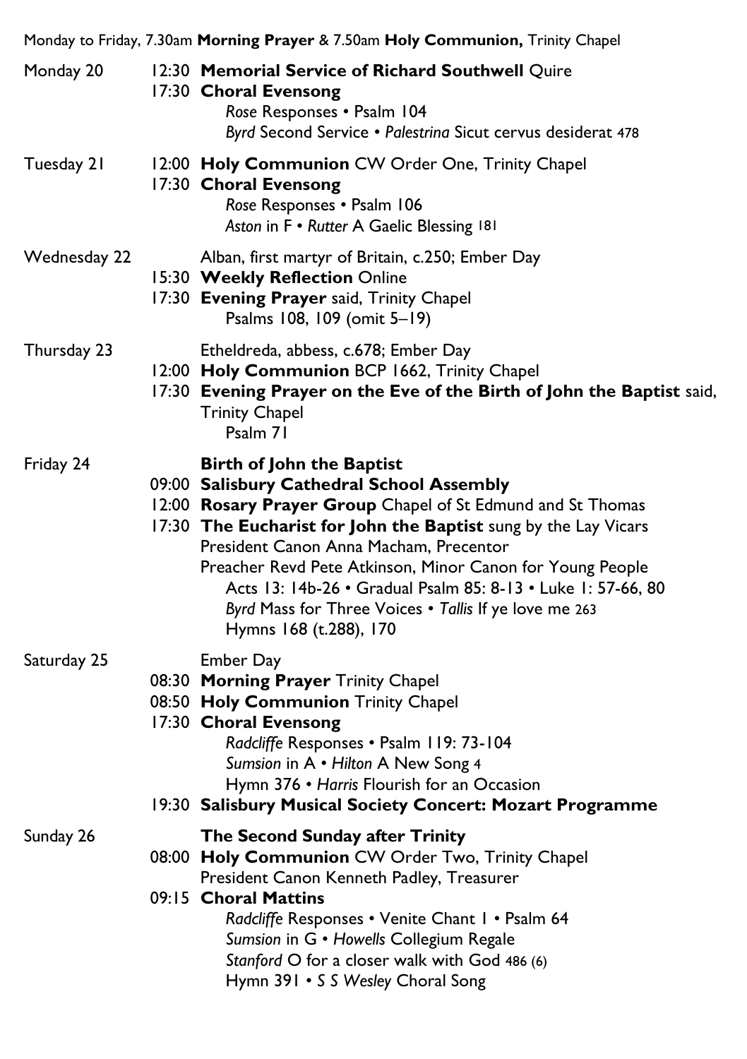Monday to Friday, 7.30am **Morning Prayer** & 7.50am **Holy Communion,** Trinity Chapel

**Monday 20**

12:30 **Memorial Service of Richard Southwell** Quire

17:30 **Choral Evensong**
*Rose* Responses • Psalm 104
*Byrd* Second Service • *Palestrina* Sicut cervus desiderat 478

**Tuesday 21**

12:00 **Holy Communion** CW Order One, Trinity Chapel

17:30 **Choral Evensong**
*Rose* Responses • Psalm 106
*Aston* in F • *Rutter* A Gaelic Blessing 181

**Wednesday 22**

Alban, first martyr of Britain, c.250; Ember Day

15:30 **Weekly Reflection** Online

17:30 **Evening Prayer** said, Trinity Chapel
Psalms 108, 109 (omit 5–19)

**Thursday 23**

Etheldreda, abbess, c.678; Ember Day

12:00 **Holy Communion** BCP 1662, Trinity Chapel

17:30 **Evening Prayer on the Eve of the Birth of John the Baptist** said, Trinity Chapel
Psalm 71

**Friday 24**

**Birth of John the Baptist**

09:00 **Salisbury Cathedral School Assembly**

12:00 **Rosary Prayer Group** Chapel of St Edmund and St Thomas

17:30 **The Eucharist for John the Baptist** sung by the Lay Vicars
President Canon Anna Macham, Precentor
Preacher Revd Pete Atkinson, Minor Canon for Young People
Acts 13: 14b-26 • Gradual Psalm 85: 8-13 • Luke 1: 57-66, 80
*Byrd* Mass for Three Voices • *Tallis* If ye love me 263
Hymns 168 (t.288), 170

**Saturday 25**

Ember Day

08:30 **Morning Prayer** Trinity Chapel

08:50 **Holy Communion** Trinity Chapel

17:30 **Choral Evensong**
*Radcliffe* Responses • Psalm 119: 73-104
*Sumsion* in A • *Hilton* A New Song 4
Hymn 376 • *Harris* Flourish for an Occasion

19:30 **Salisbury Musical Society Concert: Mozart Programme**

**Sunday 26**

**The Second Sunday after Trinity**

08:00 **Holy Communion** CW Order Two, Trinity Chapel
President Canon Kenneth Padley, Treasurer

09:15 **Choral Mattins**
*Radcliffe* Responses • Venite Chant 1 • Psalm 64
*Sumsion* in G • *Howells* Collegium Regale
*Stanford* O for a closer walk with God 486 (6)
Hymn 391 • *S S Wesley* Choral Song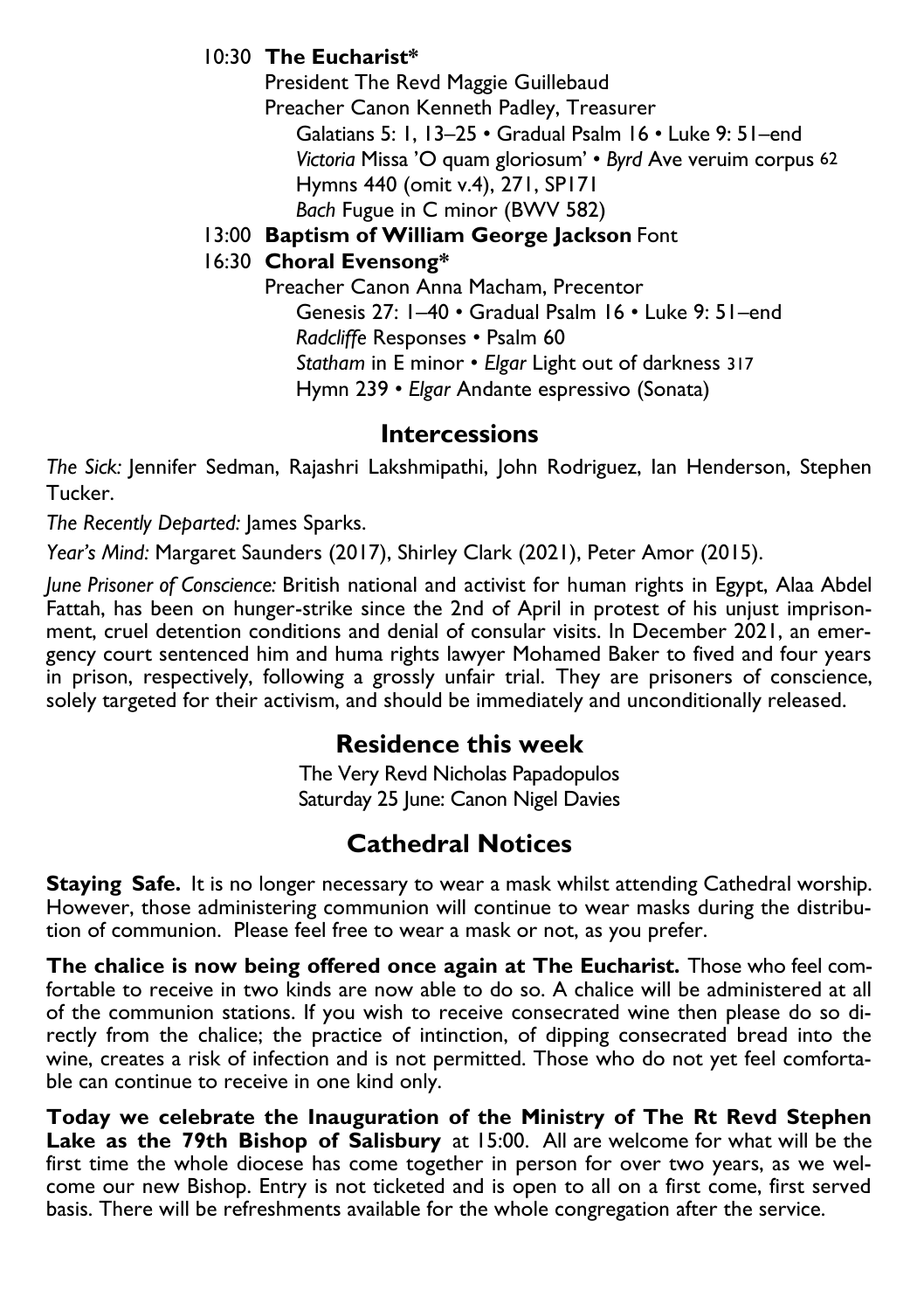10:30 **The Eucharist***

President The Revd Maggie Guillebaud

Preacher Canon Kenneth Padley, Treasurer

Galatians 5: 1, 13–25 • Gradual Psalm 16 • Luke 9: 51–end

*Victoria* Missa 'O quam gloriosum' • *Byrd* Ave veruim corpus 62

Hymns 440 (omit v.4), 271, SP171

*Bach* Fugue in C minor (BWV 582)

13:00 **Baptism of William George Jackson** Font

16:30 **Choral Evensong***

Preacher Canon Anna Macham, Precentor

Genesis 27: 1–40 • Gradual Psalm 16 • Luke 9: 51–end

*Radcliffe* Responses • Psalm 60

*Statham* in E minor • *Elgar* Light out of darkness 317

Hymn 239 • *Elgar* Andante espressivo (Sonata)

## Intercessions

*The Sick:* Jennifer Sedman, Rajashri Lakshmipathi, John Rodriguez, Ian Henderson, Stephen Tucker.

*The Recently Departed:* James Sparks.

*Year's Mind:* Margaret Saunders (2017), Shirley Clark (2021), Peter Amor (2015).

*June Prisoner of Conscience:* British national and activist for human rights in Egypt, Alaa Abdel Fattah, has been on hunger-strike since the 2nd of April in protest of his unjust imprisonment, cruel detention conditions and denial of consular visits. In December 2021, an emergency court sentenced him and huma rights lawyer Mohamed Baker to fived and four years in prison, respectively, following a grossly unfair trial. They are prisoners of conscience, solely targeted for their activism, and should be immediately and unconditionally released.

## Residence this week

The Very Revd Nicholas Papadopulos

Saturday 25 June: Canon Nigel Davies

## Cathedral Notices

**Staying Safe.** It is no longer necessary to wear a mask whilst attending Cathedral worship. However, those administering communion will continue to wear masks during the distribution of communion. Please feel free to wear a mask or not, as you prefer.

**The chalice is now being offered once again at The Eucharist.** Those who feel comfortable to receive in two kinds are now able to do so. A chalice will be administered at all of the communion stations. If you wish to receive consecrated wine then please do so directly from the chalice; the practice of intinction, of dipping consecrated bread into the wine, creates a risk of infection and is not permitted. Those who do not yet feel comfortable can continue to receive in one kind only.

**Today we celebrate the Inauguration of the Ministry of The Rt Revd Stephen Lake as the 79th Bishop of Salisbury** at 15:00. All are welcome for what will be the first time the whole diocese has come together in person for over two years, as we welcome our new Bishop. Entry is not ticketed and is open to all on a first come, first served basis. There will be refreshments available for the whole congregation after the service.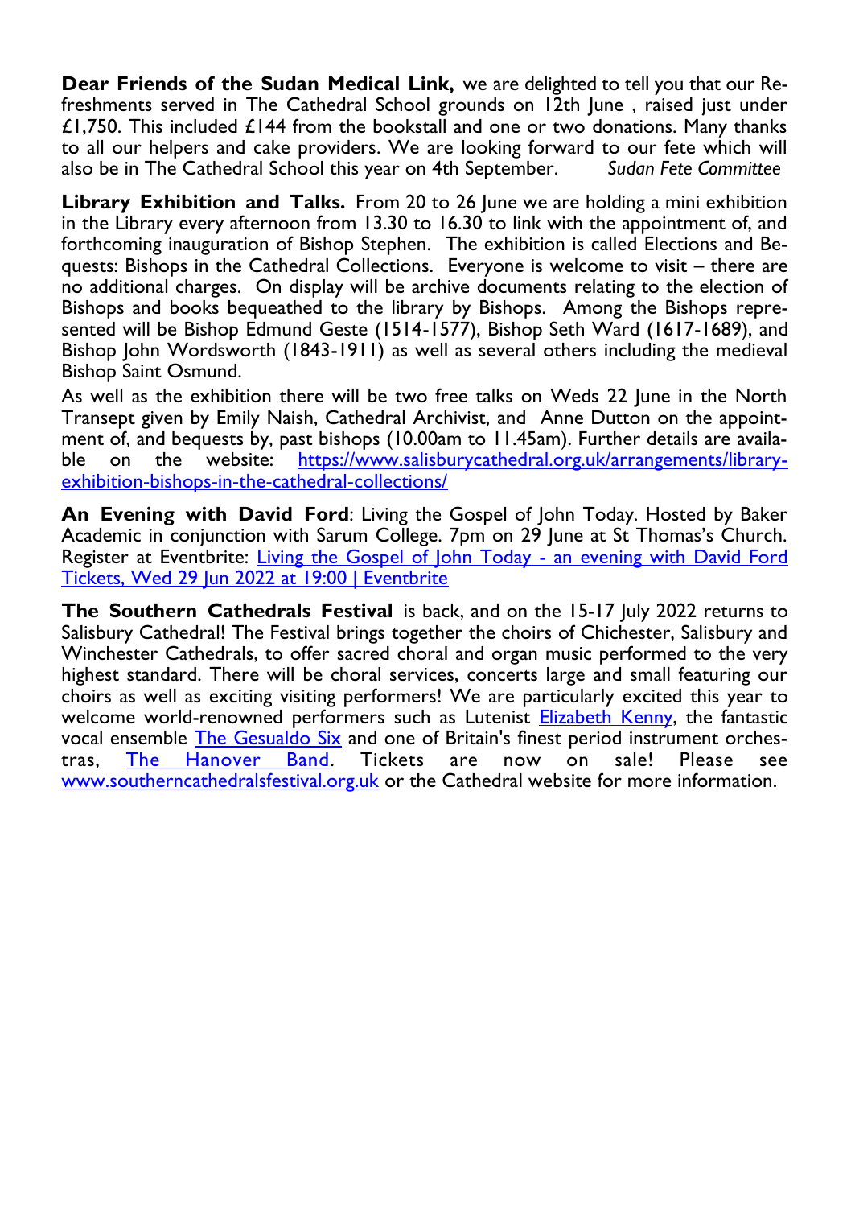**Dear Friends of the Sudan Medical Link,** we are delighted to tell you that our Refreshments served in The Cathedral School grounds on 12th June , raised just under £1,750. This included £144 from the bookstall and one or two donations. Many thanks to all our helpers and cake providers. We are looking forward to our fete which will also be in The Cathedral School this year on 4th September. *Sudan Fete Committee*

**Library Exhibition and Talks.** From 20 to 26 June we are holding a mini exhibition in the Library every afternoon from 13.30 to 16.30 to link with the appointment of, and forthcoming inauguration of Bishop Stephen. The exhibition is called Elections and Bequests: Bishops in the Cathedral Collections. Everyone is welcome to visit – there are no additional charges. On display will be archive documents relating to the election of Bishops and books bequeathed to the library by Bishops. Among the Bishops represented will be Bishop Edmund Geste (1514-1577), Bishop Seth Ward (1617-1689), and Bishop John Wordsworth (1843-1911) as well as several others including the medieval Bishop Saint Osmund.

As well as the exhibition there will be two free talks on Weds 22 June in the North Transept given by Emily Naish, Cathedral Archivist, and Anne Dutton on the appointment of, and bequests by, past bishops (10.00am to 11.45am). Further details are available on the website: https://www.salisburycathedral.org.uk/arrangements/library-exhibition-bishops-in-the-cathedral-collections/

**An Evening with David Ford**: Living the Gospel of John Today. Hosted by Baker Academic in conjunction with Sarum College. 7pm on 29 June at St Thomas's Church. Register at Eventbrite: Living the Gospel of John Today - an evening with David Ford Tickets, Wed 29 Jun 2022 at 19:00 | Eventbrite

**The Southern Cathedrals Festival** is back, and on the 15-17 July 2022 returns to Salisbury Cathedral! The Festival brings together the choirs of Chichester, Salisbury and Winchester Cathedrals, to offer sacred choral and organ music performed to the very highest standard. There will be choral services, concerts large and small featuring our choirs as well as exciting visiting performers! We are particularly excited this year to welcome world-renowned performers such as Lutenist Elizabeth Kenny, the fantastic vocal ensemble The Gesualdo Six and one of Britain's finest period instrument orchestras, The Hanover Band. Tickets are now on sale! Please see www.southerncathedralsfestival.org.uk or the Cathedral website for more information.